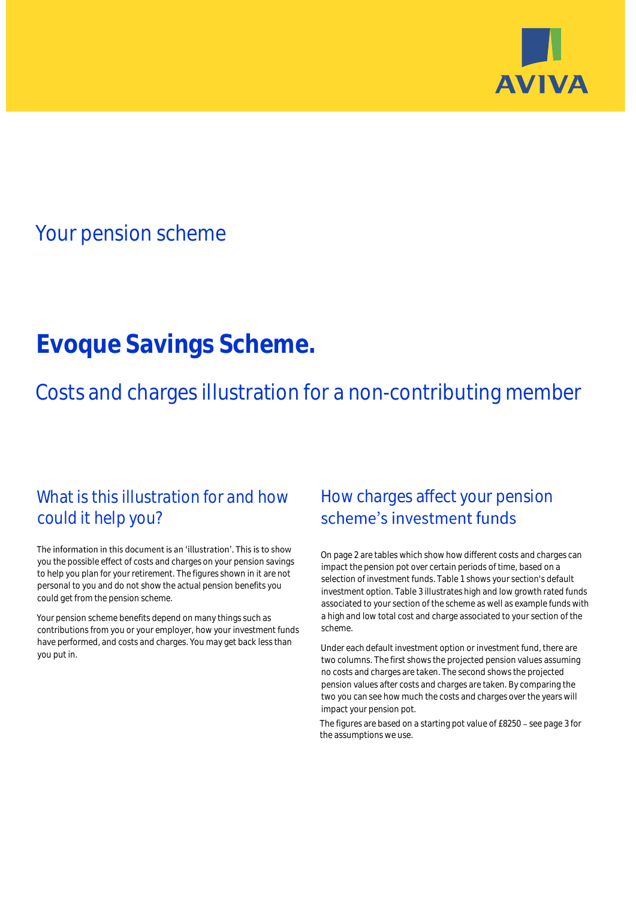## Your pension scheme

# Evoque Savings Scheme.

## Costs and charges illustration for a non-contributing member

### What is this illustration for and how could it help you?

The information in this document is an 'illustration'. This is to show you the possible effect of costs and charges on your pension savings to help you plan for your retirement. The figures shown in it are not personal to you and do not show the actual pension benefits you could get from the pension scheme.

Your pension scheme benefits depend on many things such as contributions from you or your employer, how your investment funds have performed, and costs and charges. You may get back less than you put in.

### How charges affect your pension scheme's investment funds

On page 2 are tables which show how different costs and charges can impact the pension pot over certain periods of time, based on a selection of investment funds. Table 1 shows your section's default investment option. Table 3 illustrates high and low growth rated funds associated to your section of the scheme as well as example funds with a high and low total cost and charge associated to your section of the scheme.

Under each default investment option or investment fund, there are two columns. The first shows the projected pension values assuming no costs and charges are taken. The second shows the projected pension values after costs and charges are taken. By comparing the two you can see how much the costs and charges over the years will impact your pension pot.

The figures are based on a starting pot value of £8250 – see page 3 for the assumptions we use.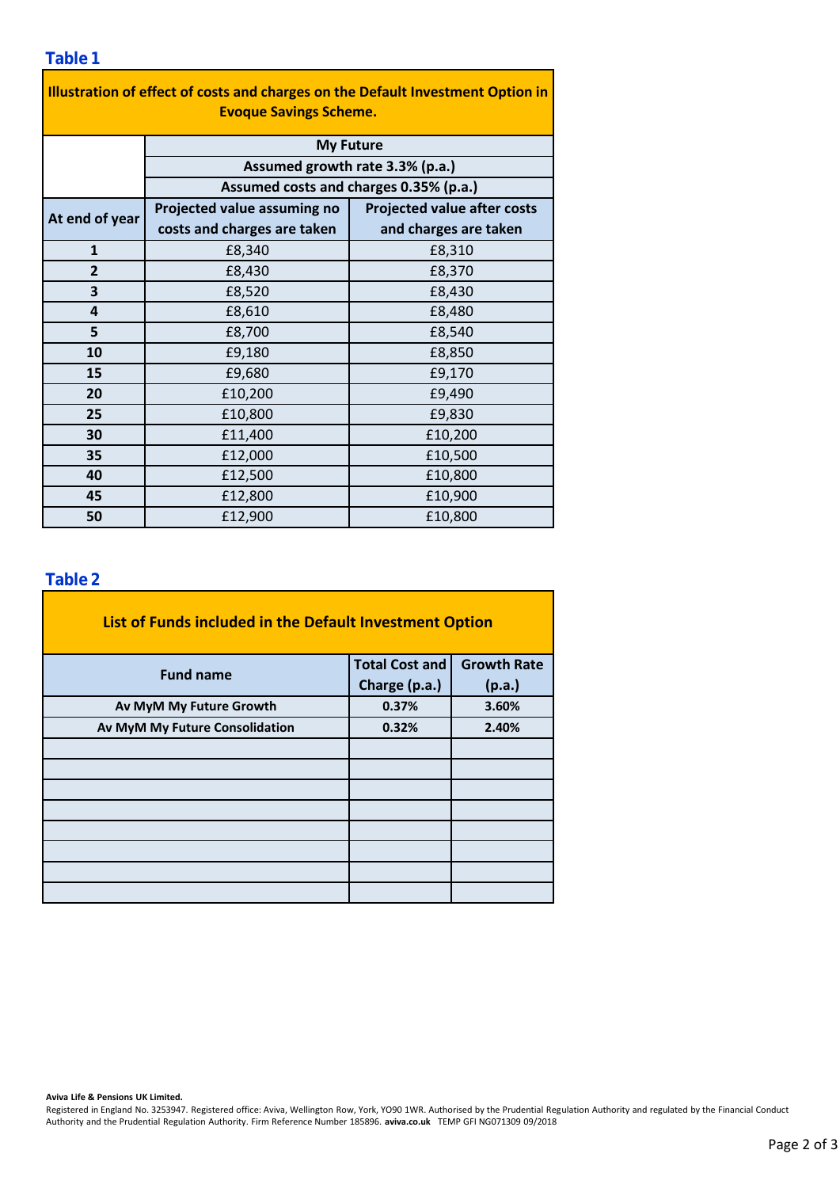### Table 1

| Illustration of effect of costs and charges on the Default Investment Option in Evoque Savings Scheme. | | |
|---|---|---|
| | My Future | |
| | Assumed growth rate 3.3% (p.a.) | |
| | Assumed costs and charges 0.35% (p.a.) | |
| At end of year | Projected value assuming no costs and charges are taken | Projected value after costs and charges are taken |
| 1 | £8,340 | £8,310 |
| 2 | £8,430 | £8,370 |
| 3 | £8,520 | £8,430 |
| 4 | £8,610 | £8,480 |
| 5 | £8,700 | £8,540 |
| 10 | £9,180 | £8,850 |
| 15 | £9,680 | £9,170 |
| 20 | £10,200 | £9,490 |
| 25 | £10,800 | £9,830 |
| 30 | £11,400 | £10,200 |
| 35 | £12,000 | £10,500 |
| 40 | £12,500 | £10,800 |
| 45 | £12,800 | £10,900 |
| 50 | £12,900 | £10,800 |

### Table 2

| List of Funds included in the Default Investment Option | | |
|---|---|---|
| Fund name | Total Cost and Charge (p.a.) | Growth Rate (p.a.) |
| Av MyM My Future Growth | 0.37% | 3.60% |
| Av MyM My Future Consolidation | 0.32% | 2.40% |
| | | |
| | | |
| | | |
| | | |
| | | |
| | | |
| | | |
| | | |

**Aviva Life & Pensions UK Limited.**
Registered in England No. 3253947. Registered office: Aviva, Wellington Row, York, YO90 1WR. Authorised by the Prudential Regulation Authority and regulated by the Financial Conduct Authority and the Prudential Regulation Authority. Firm Reference Number 185896. **aviva.co.uk** TEMP GFI NG071309 09/2018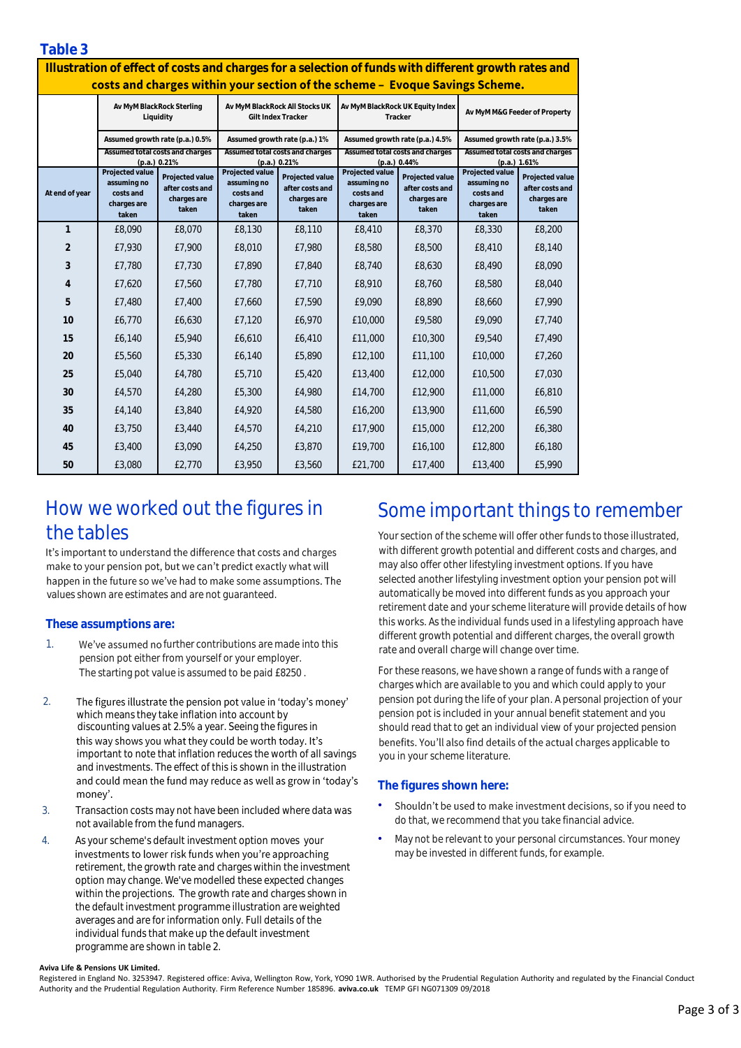## Table 3

| Illustration of effect of costs and charges for a selection of funds with different growth rates and costs and charges within your section of the scheme – Evoque Savings Scheme. | | | | | | | | |
|---|---|---|---|---|---|---|---|---|
| | Av MyM BlackRock Sterling Liquidity | | Av MyM BlackRock All Stocks UK Gilt Index Tracker | | Av MyM BlackRock UK Equity Index Tracker | | Av MyM M&G Feeder of Property | |
| | Assumed growth rate (p.a.) 0.5% | | Assumed growth rate (p.a.) 1% | | Assumed growth rate (p.a.) 4.5% | | Assumed growth rate (p.a.) 3.5% | |
| | Assumed total costs and charges (p.a.) 0.21% | | Assumed total costs and charges (p.a.) 0.21% | | Assumed total costs and charges (p.a.) 0.44% | | Assumed total costs and charges (p.a.) 1.61% | |
| At end of year | Projected value assuming no costs and charges are taken | Projected value after costs and charges are taken | Projected value assuming no costs and charges are taken | Projected value after costs and charges are taken | Projected value assuming no costs and charges are taken | Projected value after costs and charges are taken | Projected value assuming no costs and charges are taken | Projected value after costs and charges are taken |
| 1 | £8,090 | £8,070 | £8,130 | £8,110 | £8,410 | £8,370 | £8,330 | £8,200 |
| 2 | £7,930 | £7,900 | £8,010 | £7,980 | £8,580 | £8,500 | £8,410 | £8,140 |
| 3 | £7,780 | £7,730 | £7,890 | £7,840 | £8,740 | £8,630 | £8,490 | £8,090 |
| 4 | £7,620 | £7,560 | £7,780 | £7,710 | £8,910 | £8,760 | £8,580 | £8,040 |
| 5 | £7,480 | £7,400 | £7,660 | £7,590 | £9,090 | £8,890 | £8,660 | £7,990 |
| 10 | £6,770 | £6,630 | £7,120 | £6,970 | £10,000 | £9,580 | £9,090 | £7,740 |
| 15 | £6,140 | £5,940 | £6,610 | £6,410 | £11,000 | £10,300 | £9,540 | £7,490 |
| 20 | £5,560 | £5,330 | £6,140 | £5,890 | £12,100 | £11,100 | £10,000 | £7,260 |
| 25 | £5,040 | £4,780 | £5,710 | £5,420 | £13,400 | £12,000 | £10,500 | £7,030 |
| 30 | £4,570 | £4,280 | £5,300 | £4,980 | £14,700 | £12,900 | £11,000 | £6,810 |
| 35 | £4,140 | £3,840 | £4,920 | £4,580 | £16,200 | £13,900 | £11,600 | £6,590 |
| 40 | £3,750 | £3,440 | £4,570 | £4,210 | £17,900 | £15,000 | £12,200 | £6,380 |
| 45 | £3,400 | £3,090 | £4,250 | £3,870 | £19,700 | £16,100 | £12,800 | £6,180 |
| 50 | £3,080 | £2,770 | £3,950 | £3,560 | £21,700 | £17,400 | £13,400 | £5,990 |

# How we worked out the figures in the tables

It's important to understand the difference that costs and charges make to your pension pot, but we can't predict exactly what will happen in the future so we've had to make some assumptions. The values shown are estimates and are not guaranteed.

### These assumptions are:

1. We've assumed no further contributions are made into this pension pot either from yourself or your employer. The starting pot value is assumed to be paid £8250 .
2. The figures illustrate the pension pot value in 'today's money' which means they take inflation into account by discounting values at 2.5% a year. Seeing the figures in this way shows you what they could be worth today. It's important to note that inflation reduces the worth of all savings and investments. The effect of this is shown in the illustration and could mean the fund may reduce as well as grow in 'today's money'.
3. Transaction costs may not have been included where data was not available from the fund managers.
4. As your scheme's default investment option moves your investments to lower risk funds when you're approaching retirement, the growth rate and charges within the investment option may change. We've modelled these expected changes within the projections. The growth rate and charges shown in the default investment programme illustration are weighted averages and are for information only. Full details of the individual funds that make up the default investment programme are shown in table 2.

# Some important things to remember

Your section of the scheme will offer other funds to those illustrated, with different growth potential and different costs and charges, and may also offer other lifestyling investment options. If you have selected another lifestyling investment option your pension pot will automatically be moved into different funds as you approach your retirement date and your scheme literature will provide details of how this works. As the individual funds used in a lifestyling approach have different growth potential and different charges, the overall growth rate and overall charge will change over time.

For these reasons, we have shown a range of funds with a range of charges which are available to you and which could apply to your pension pot during the life of your plan. A personal projection of your pension pot is included in your annual benefit statement and you should read that to get an individual view of your projected pension benefits. You'll also find details of the actual charges applicable to you in your scheme literature.

### The figures shown here:

- Shouldn't be used to make investment decisions, so if you need to do that, we recommend that you take financial advice.
- May not be relevant to your personal circumstances. Your money may be invested in different funds, for example.

**Aviva Life & Pensions UK Limited.**
Registered in England No. 3253947. Registered office: Aviva, Wellington Row, York, YO90 1WR. Authorised by the Prudential Regulation Authority and regulated by the Financial Conduct Authority and the Prudential Regulation Authority. Firm Reference Number 185896. **aviva.co.uk** TEMP GFI NG071309 09/2018